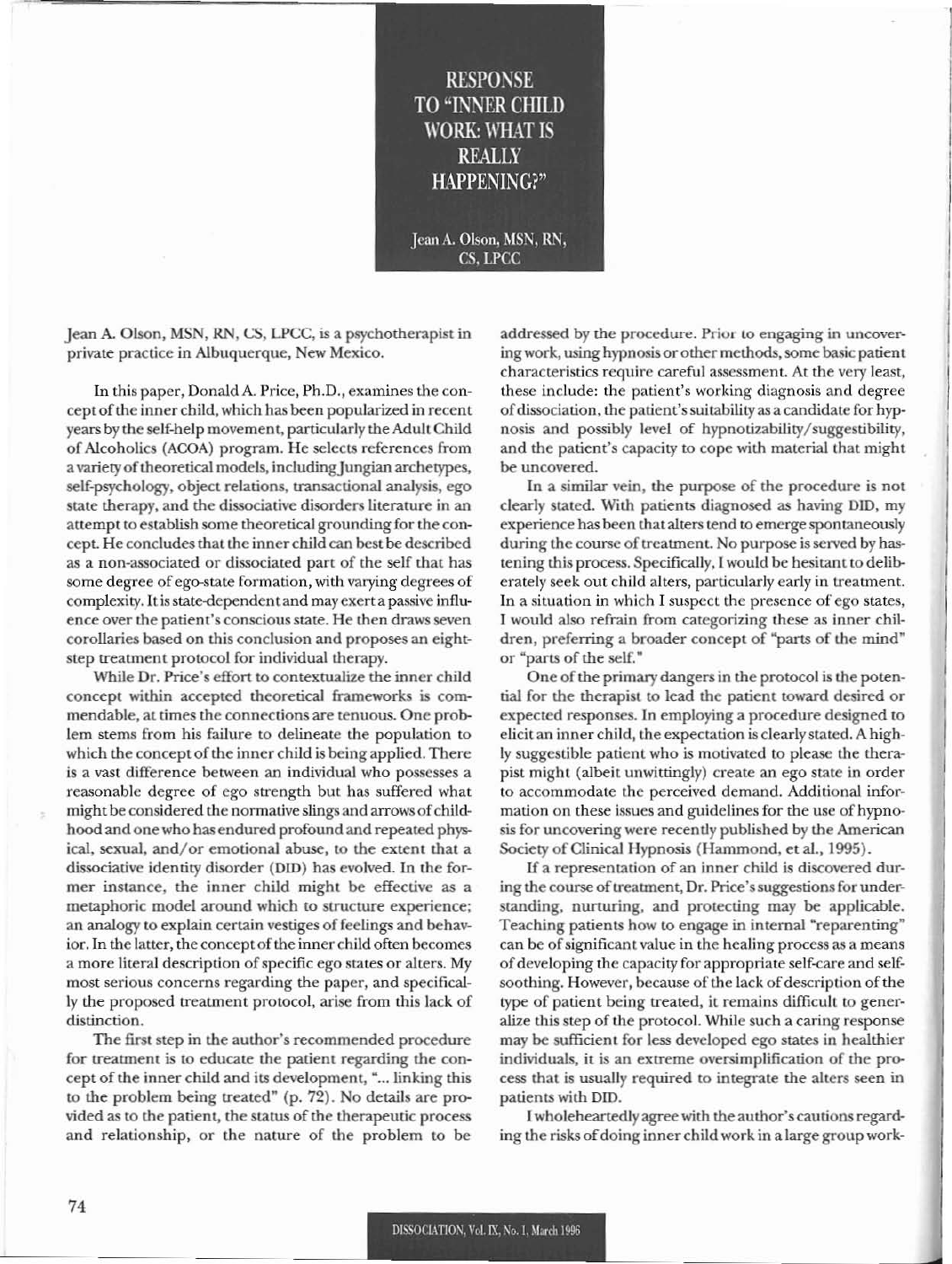# RESPONSE TO "INNER CHILD WORK: WHAT IS REALLY HAPPENING?"

Jean A. Olson, MSN, RN, CS, LPCC

Jean A. Olson, MSN, RN, CS, LPCC, is a psychotherapist in private practice in Albuquerque, New Mexico.

In this paper, Donald A. Price, Ph.D., examines the concept of the inner child, which has been popularized in recent years by the self-help movement, particularly the Adult Child of Alcoholics (ACOA) program. He selects references from a variety of theoretical models, including Jungian archetypes, self-psychology, object relations, transactional analysis, ego state therapy, and the dissociative disorders literature in an attempt to establish some theoretical grounding for the concept. He concludes that the inner child can best be described as a non-associated or dissociated part of the self that has some degree of ego-state formation, with varying degrees of complexity. It is state-dependent and may exert a passive influence over the patient's conscious state. He then draws seven corollaries based on this conclusion and proposes an eight-step treatment protocol for individual therapy.

While Dr. Price's effort to contextualize the inner child concept within accepted theoretical frameworks is commendable, at times the connections are tenuous. One problem stems from his failure to delineate the population to which the concept of the inner child is being applied. There is a vast difference between an individual who possesses a reasonable degree of ego strength but has suffered what might be considered the normative slings and arrows of childhood and one who has endured profound and repeated physical, sexual, and/or emotional abuse, to the extent that a dissociative identity disorder (DID) has evolved. In the former instance, the inner child might be effective as a metaphoric model around which to structure experience; an analogy to explain certain vestiges of feelings and behavior. In the latter, the concept of the inner child often becomes a more literal description of specific ego states or alters. My most serious concerns regarding the paper, and specifically the proposed treatment protocol, arise from this lack of distinction.

The first step in the author's recommended procedure for treatment is to educate the patient regarding the concept of the inner child and its development, "... linking this to the problem being treated" (p. 72). No details are provided as to the patient, the status of the therapeutic process and relationship, or the nature of the problem to be addressed by the procedure. Prior to engaging in uncovering work, using hypnosis or other methods, some basic patient characteristics require careful assessment. At the very least, these include: the patient's working diagnosis and degree of dissociation, the patient's suitability as a candidate for hypnosis and possibly level of hypnotizability/suggestibility, and the patient's capacity to cope with material that might be uncovered.

In a similar vein, the purpose of the procedure is not clearly stated. With patients diagnosed as having DID, my experience has been that alters tend to emerge spontaneously during the course of treatment. No purpose is served by hastening this process. Specifically, I would be hesitant to deliberately seek out child alters, particularly early in treatment. In a situation in which I suspect the presence of ego states, I would also refrain from categorizing these as inner children, preferring a broader concept of "parts of the mind" or "parts of the self."

One of the primary dangers in the protocol is the potential for the therapist to lead the patient toward desired or expected responses. In employing a procedure designed to elicit an inner child, the expectation is clearly stated. A highly suggestible patient who is motivated to please the therapist might (albeit unwittingly) create an ego state in order to accommodate the perceived demand. Additional information on these issues and guidelines for the use of hypnosis for uncovering were recently published by the American Society of Clinical Hypnosis (Hammond, et al., 1995).

If a representation of an inner child is discovered during the course of treatment, Dr. Price's suggestions for understanding, nurturing, and protecting may be applicable. Teaching patients how to engage in internal "reparenting" can be of significant value in the healing process as a means of developing the capacity for appropriate self-care and self-soothing. However, because of the lack of description of the type of patient being treated, it remains difficult to generalize this step of the protocol. While such a caring response may be sufficient for less developed ego states in healthier individuals, it is an extreme oversimplification of the process that is usually required to integrate the alters seen in patients with DID.

I wholeheartedly agree with the author's cautions regarding the risks of doing inner child work in a large group work-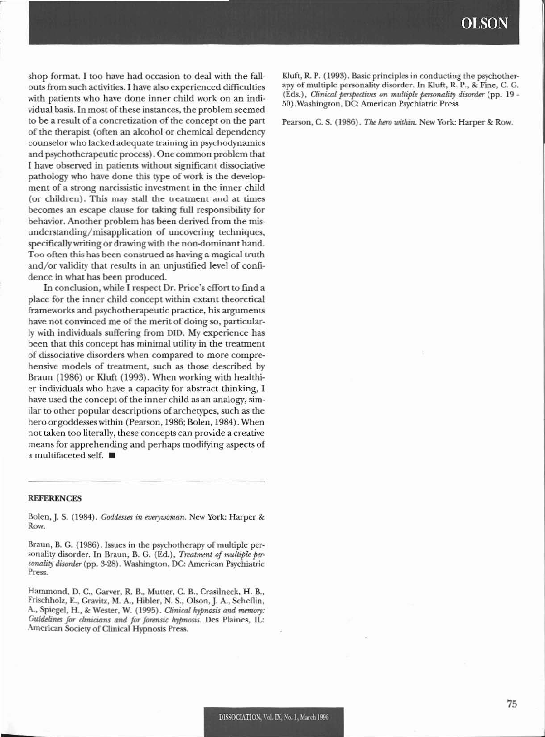shop format. I too have had occasion to deal with the fall-outs from such activities. I have also experienced difficulties with patients who have done inner child work on an individual basis. In most of these instances, the problem seemed to be a result of a concretization of the concept on the part of the therapist (often an alcohol or chemical dependency counselor who lacked adequate training in psychodynamics and psychotherapeutic process). One common problem that I have observed in patients without significant dissociative pathology who have done this type of work is the development of a strong narcissistic investment in the inner child (or children). This may stall the treatment and at times becomes an escape clause for taking full responsibility for behavior. Another problem has been derived from the misunderstanding/misapplication of uncovering techniques, specifically writing or drawing with the non-dominant hand. Too often this has been construed as having a magical truth and/or validity that results in an unjustified level of confidence in what has been produced.

In conclusion, while I respect Dr. Price's effort to find a place for the inner child concept within extant theoretical frameworks and psychotherapeutic practice, his arguments have not convinced me of the merit of doing so, particularly with individuals suffering from DID. My experience has been that this concept has minimal utility in the treatment of dissociative disorders when compared to more comprehensive models of treatment, such as those described by Braun (1986) or Kluft (1993). When working with healthier individuals who have a capacity for abstract thinking, I have used the concept of the inner child as an analogy, similar to other popular descriptions of archetypes, such as the hero or goddesses within (Pearson, 1986; Bolen, 1984). When not taken too literally, these concepts can provide a creative means for apprehending and perhaps modifying aspects of a multifaceted self. ■

## REFERENCES

Bolen, J. S. (1984). *Goddesses in everywoman*. New York: Harper & Row.

Braun, B. G. (1986). Issues in the psychotherapy of multiple personality disorder. In Braun, B. G. (Ed.), *Treatment of multiple personality disorder* (pp. 3-28). Washington, DC: American Psychiatric Press.

Hammond, D. C., Garver, R. B., Mutter, C. B., Crasilneck, H. B., Frischholz, E., Gravitz, M. A., Hibler, N. S., Olson, J. A., Scheflin, A., Spiegel, H., & Wester, W. (1995). *Clinical hypnosis and memory: Guidelines for clinicians and for forensic hypnosis*. Des Plaines, IL: American Society of Clinical Hypnosis Press.

Kluft, R. P. (1993). Basic principles in conducting the psychotherapy of multiple personality disorder. In Kluft, R. P., & Fine, C. G. (Eds.), *Clinical perspectives on multiple personality disorder* (pp. 19 - 50). Washington, DC: American Psychiatric Press.

Pearson, C. S. (1986). *The hero within*. New York: Harper & Row.